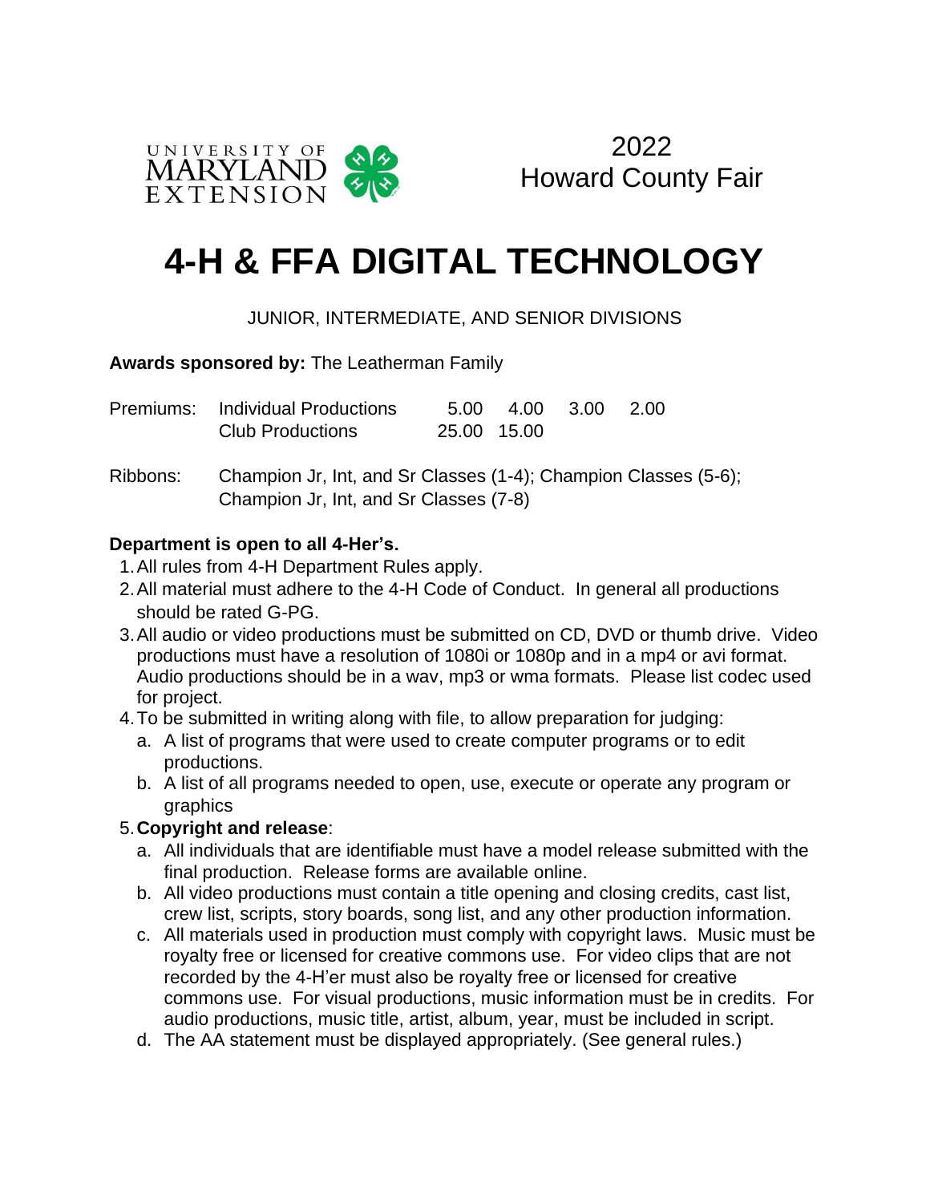UNIVERSITY OF MARYLAND EXTENSION

2022
Howard County Fair

# 4-H & FFA DIGITAL TECHNOLOGY

JUNIOR, INTERMEDIATE, AND SENIOR DIVISIONS

**Awards sponsored by:** The Leatherman Family

| Premiums: | Individual Productions | 5.00 | 4.00 | 3.00 | 2.00 |
|---|---|---|---|---|---|
| | Club Productions | 25.00 | 15.00 | | |

Ribbons: Champion Jr, Int, and Sr Classes (1-4); Champion Classes (5-6); Champion Jr, Int, and Sr Classes (7-8)

**Department is open to all 4-Her's.**

1. All rules from 4-H Department Rules apply.
2. All material must adhere to the 4-H Code of Conduct. In general all productions should be rated G-PG.
3. All audio or video productions must be submitted on CD, DVD or thumb drive. Video productions must have a resolution of 1080i or 1080p and in a mp4 or avi format. Audio productions should be in a wav, mp3 or wma formats. Please list codec used for project.
4. To be submitted in writing along with file, to allow preparation for judging:
   a. A list of programs that were used to create computer programs or to edit productions.
   b. A list of all programs needed to open, use, execute or operate any program or graphics
5. **Copyright and release**:
   a. All individuals that are identifiable must have a model release submitted with the final production. Release forms are available online.
   b. All video productions must contain a title opening and closing credits, cast list, crew list, scripts, story boards, song list, and any other production information.
   c. All materials used in production must comply with copyright laws. Music must be royalty free or licensed for creative commons use. For video clips that are not recorded by the 4-H'er must also be royalty free or licensed for creative commons use. For visual productions, music information must be in credits. For audio productions, music title, artist, album, year, must be included in script.
   d. The AA statement must be displayed appropriately. (See general rules.)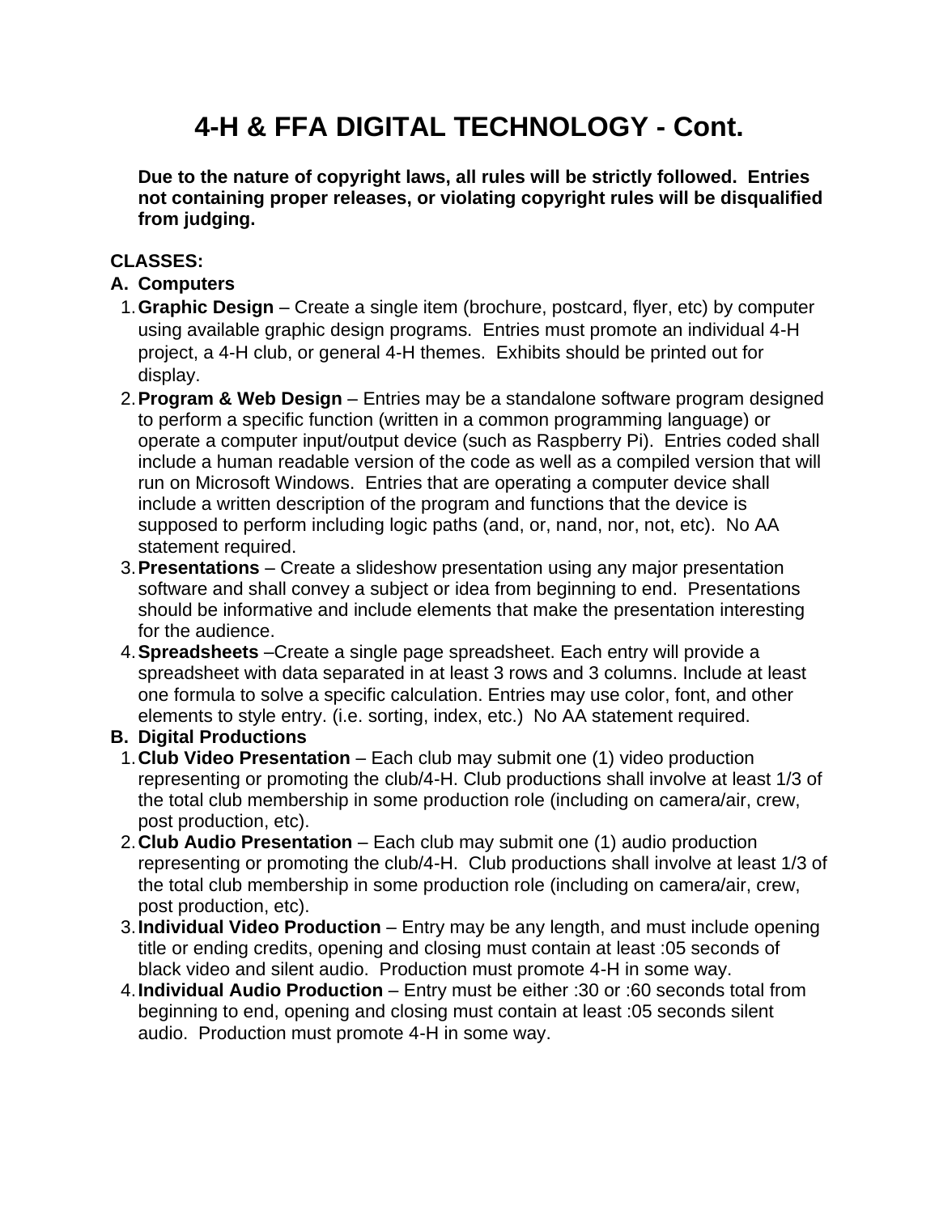# 4-H & FFA DIGITAL TECHNOLOGY - Cont.

**Due to the nature of copyright laws, all rules will be strictly followed. Entries not containing proper releases, or violating copyright rules will be disqualified from judging.**

**CLASSES:**

**A. Computers**

1. **Graphic Design** – Create a single item (brochure, postcard, flyer, etc) by computer using available graphic design programs. Entries must promote an individual 4-H project, a 4-H club, or general 4-H themes. Exhibits should be printed out for display.
2. **Program & Web Design** – Entries may be a standalone software program designed to perform a specific function (written in a common programming language) or operate a computer input/output device (such as Raspberry Pi). Entries coded shall include a human readable version of the code as well as a compiled version that will run on Microsoft Windows. Entries that are operating a computer device shall include a written description of the program and functions that the device is supposed to perform including logic paths (and, or, nand, nor, not, etc). No AA statement required.
3. **Presentations** – Create a slideshow presentation using any major presentation software and shall convey a subject or idea from beginning to end. Presentations should be informative and include elements that make the presentation interesting for the audience.
4. **Spreadsheets** –Create a single page spreadsheet. Each entry will provide a spreadsheet with data separated in at least 3 rows and 3 columns. Include at least one formula to solve a specific calculation. Entries may use color, font, and other elements to style entry. (i.e. sorting, index, etc.) No AA statement required.

**B. Digital Productions**

1. **Club Video Presentation** – Each club may submit one (1) video production representing or promoting the club/4-H. Club productions shall involve at least 1/3 of the total club membership in some production role (including on camera/air, crew, post production, etc).
2. **Club Audio Presentation** – Each club may submit one (1) audio production representing or promoting the club/4-H. Club productions shall involve at least 1/3 of the total club membership in some production role (including on camera/air, crew, post production, etc).
3. **Individual Video Production** – Entry may be any length, and must include opening title or ending credits, opening and closing must contain at least :05 seconds of black video and silent audio. Production must promote 4-H in some way.
4. **Individual Audio Production** – Entry must be either :30 or :60 seconds total from beginning to end, opening and closing must contain at least :05 seconds silent audio. Production must promote 4-H in some way.